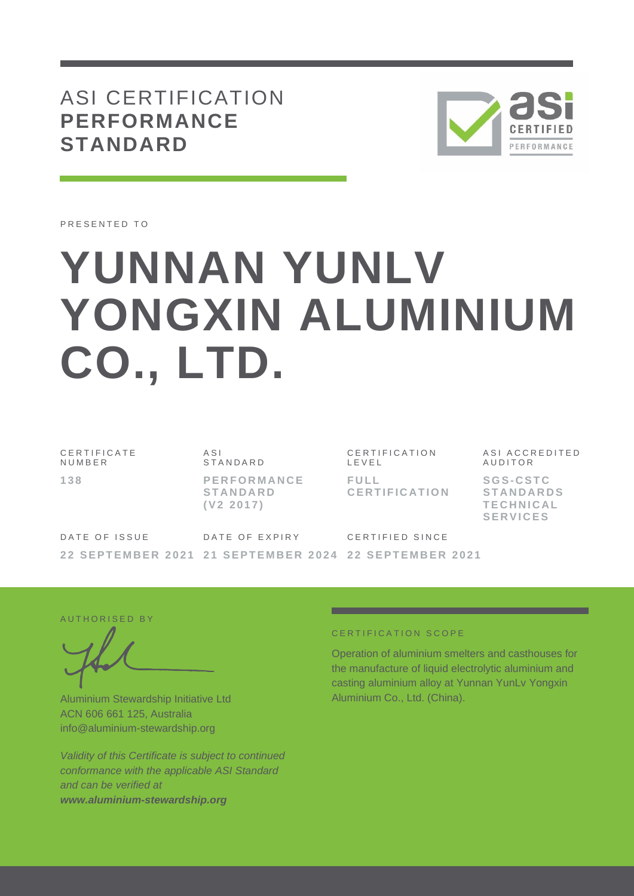# ASI CERTIFICATION **PERFORMANCE STANDARD**

PRESENTED TO

# YUNNAN YUNLV YONGXIN ALUMINIUM CO., LTD.

| CERTIFICATE NUMBER | ASI STANDARD | CERTIFICATION LEVEL | ASI ACCREDITED AUDITOR |
|---|---|---|---|
| **138** | **PERFORMANCE STANDARD (V2 2017)** | **FULL CERTIFICATION** | **SGS-CSTC STANDARDS TECHNICAL SERVICES** |

| DATE OF ISSUE | DATE OF EXPIRY | CERTIFIED SINCE |
|---|---|---|
| **22 SEPTEMBER 2021** | **21 SEPTEMBER 2024** | **22 SEPTEMBER 2021** |

AUTHORISED BY

Aluminium Stewardship Initiative Ltd
ACN 606 661 125, Australia
info@aluminium-stewardship.org

*Validity of this Certificate is subject to continued conformance with the applicable ASI Standard and can be verified at* ***www.aluminium-stewardship.org***

CERTIFICATION SCOPE

Operation of aluminium smelters and casthouses for the manufacture of liquid electrolytic aluminium and casting aluminium alloy at Yunnan YunLv Yongxin Aluminium Co., Ltd. (China).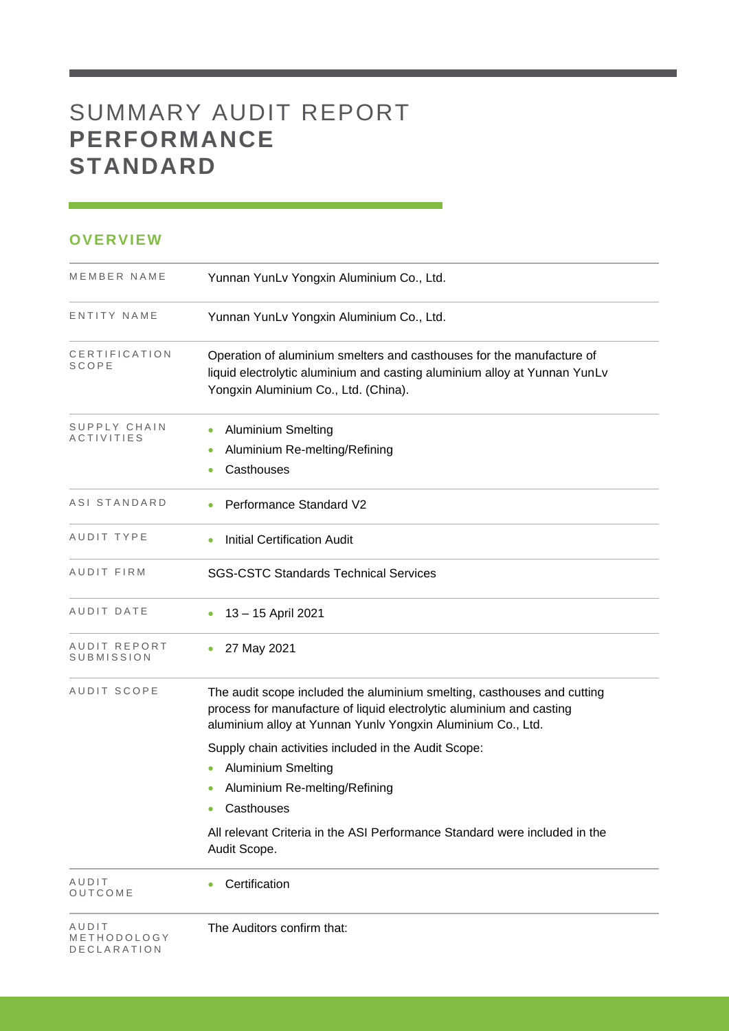# SUMMARY AUDIT REPORT **PERFORMANCE STANDARD**

## OVERVIEW

| | |
|---|---|
| MEMBER NAME | Yunnan YunLv Yongxin Aluminium Co., Ltd. |
| ENTITY NAME | Yunnan YunLv Yongxin Aluminium Co., Ltd. |
| CERTIFICATION SCOPE | Operation of aluminium smelters and casthouses for the manufacture of liquid electrolytic aluminium and casting aluminium alloy at Yunnan YunLv Yongxin Aluminium Co., Ltd. (China). |
| SUPPLY CHAIN ACTIVITIES | • Aluminium Smelting<br>• Aluminium Re-melting/Refining<br>• Casthouses |
| ASI STANDARD | • Performance Standard V2 |
| AUDIT TYPE | • Initial Certification Audit |
| AUDIT FIRM | SGS-CSTC Standards Technical Services |
| AUDIT DATE | • 13 – 15 April 2021 |
| AUDIT REPORT SUBMISSION | • 27 May 2021 |
| AUDIT SCOPE | The audit scope included the aluminium smelting, casthouses and cutting process for manufacture of liquid electrolytic aluminium and casting aluminium alloy at Yunnan Yunlv Yongxin Aluminium Co., Ltd.<br><br>Supply chain activities included in the Audit Scope:<br>• Aluminium Smelting<br>• Aluminium Re-melting/Refining<br>• Casthouses<br><br>All relevant Criteria in the ASI Performance Standard were included in the Audit Scope. |
| AUDIT OUTCOME | • Certification |
| AUDIT METHODOLOGY DECLARATION | The Auditors confirm that: |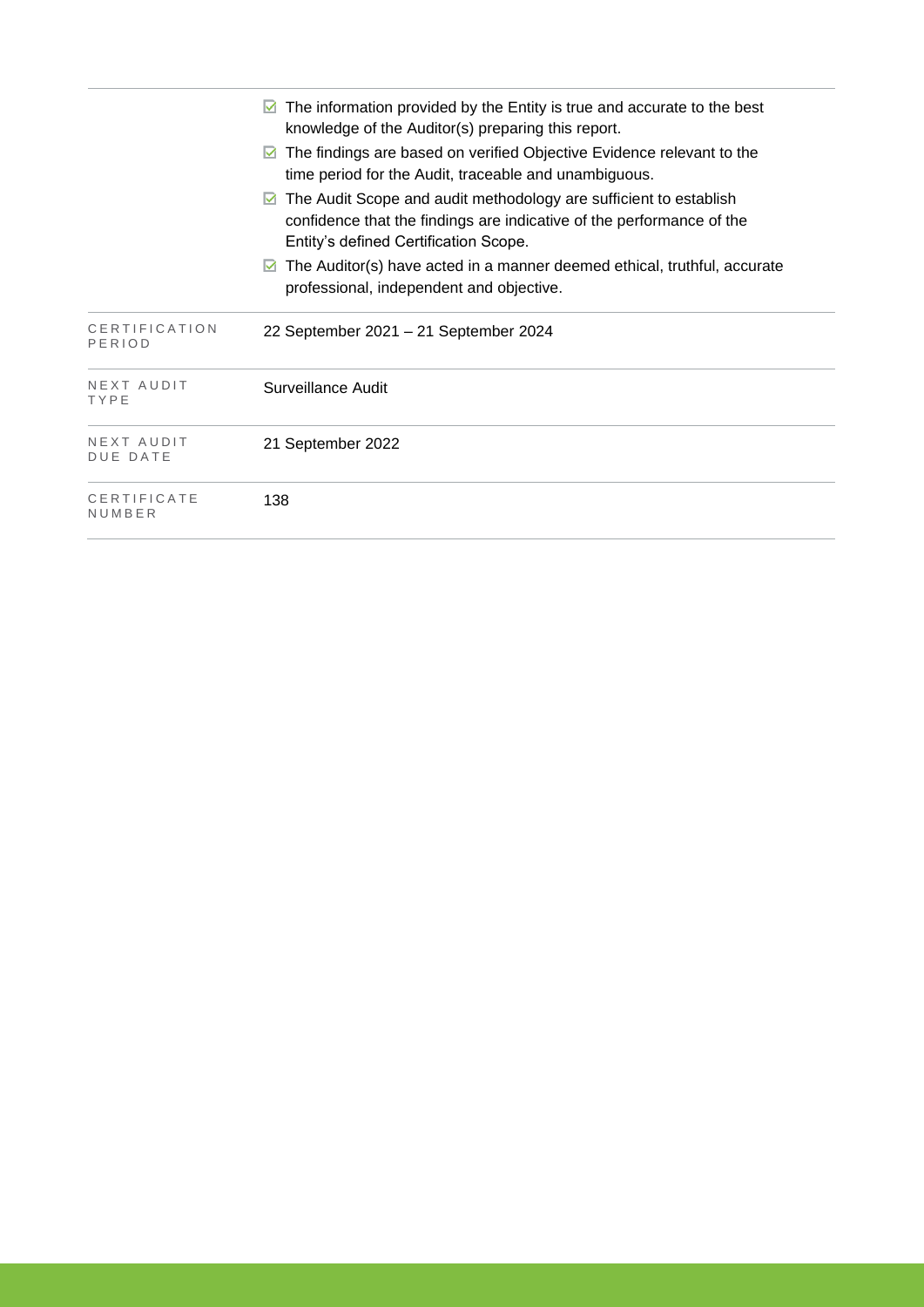|  |  |
| --- | --- |
|  | ☑ The information provided by the Entity is true and accurate to the best knowledge of the Auditor(s) preparing this report.<br>☑ The findings are based on verified Objective Evidence relevant to the time period for the Audit, traceable and unambiguous.<br>☑ The Audit Scope and audit methodology are sufficient to establish confidence that the findings are indicative of the performance of the Entity's defined Certification Scope.<br>☑ The Auditor(s) have acted in a manner deemed ethical, truthful, accurate professional, independent and objective. |
| CERTIFICATION PERIOD | 22 September 2021 – 21 September 2024 |
| NEXT AUDIT TYPE | Surveillance Audit |
| NEXT AUDIT DUE DATE | 21 September 2022 |
| CERTIFICATE NUMBER | 138 |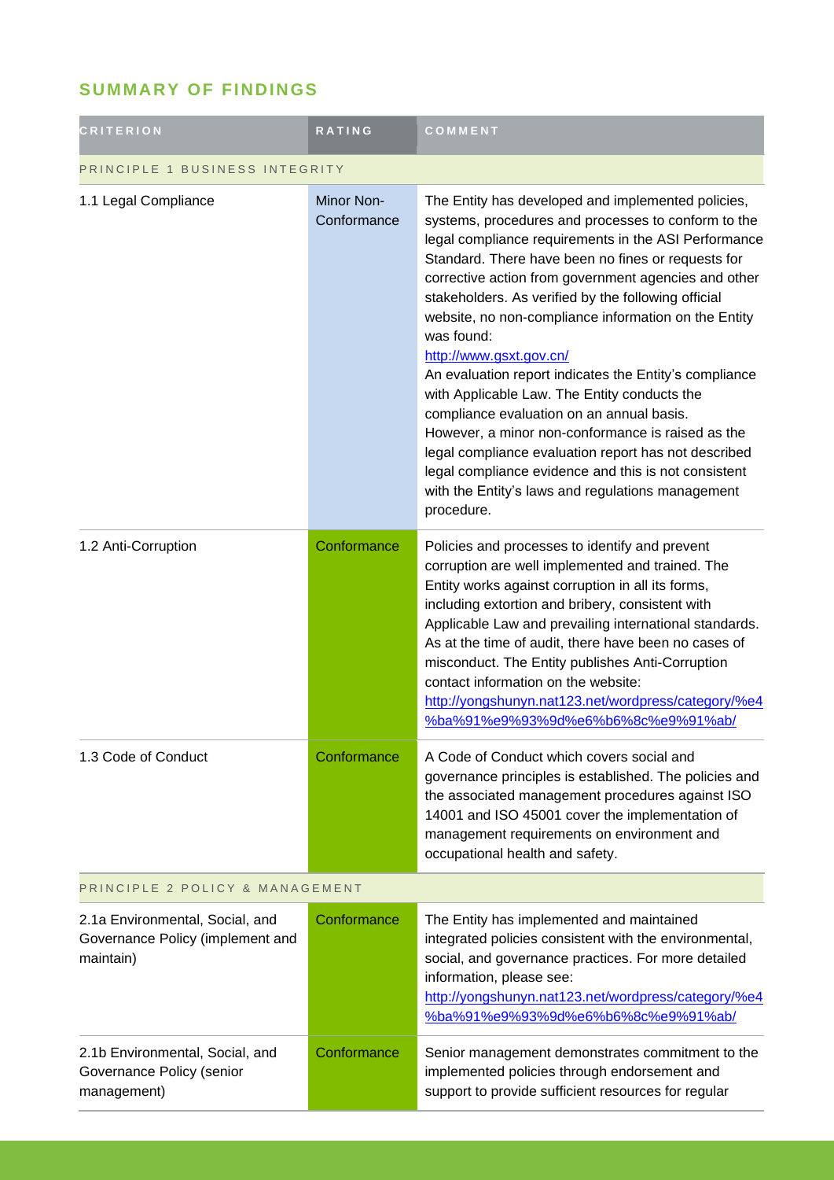## SUMMARY OF FINDINGS

| CRITERION | RATING | COMMENT |
|---|---|---|
| PRINCIPLE 1 BUSINESS INTEGRITY | | |
| 1.1 Legal Compliance | Minor Non-Conformance | The Entity has developed and implemented policies, systems, procedures and processes to conform to the legal compliance requirements in the ASI Performance Standard. There have been no fines or requests for corrective action from government agencies and other stakeholders. As verified by the following official website, no non-compliance information on the Entity was found: http://www.gsxt.gov.cn/ An evaluation report indicates the Entity's compliance with Applicable Law. The Entity conducts the compliance evaluation on an annual basis. However, a minor non-conformance is raised as the legal compliance evaluation report has not described legal compliance evidence and this is not consistent with the Entity's laws and regulations management procedure. |
| 1.2 Anti-Corruption | Conformance | Policies and processes to identify and prevent corruption are well implemented and trained. The Entity works against corruption in all its forms, including extortion and bribery, consistent with Applicable Law and prevailing international standards. As at the time of audit, there have been no cases of misconduct. The Entity publishes Anti-Corruption contact information on the website: http://yongshunyn.nat123.net/wordpress/category/%e4%ba%91%e9%93%9d%e6%b6%8c%e9%91%ab/ |
| 1.3 Code of Conduct | Conformance | A Code of Conduct which covers social and governance principles is established. The policies and the associated management procedures against ISO 14001 and ISO 45001 cover the implementation of management requirements on environment and occupational health and safety. |
| PRINCIPLE 2 POLICY & MANAGEMENT | | |
| 2.1a Environmental, Social, and Governance Policy (implement and maintain) | Conformance | The Entity has implemented and maintained integrated policies consistent with the environmental, social, and governance practices. For more detailed information, please see: http://yongshunyn.nat123.net/wordpress/category/%e4%ba%91%e9%93%9d%e6%b6%8c%e9%91%ab/ |
| 2.1b Environmental, Social, and Governance Policy (senior management) | Conformance | Senior management demonstrates commitment to the implemented policies through endorsement and support to provide sufficient resources for regular |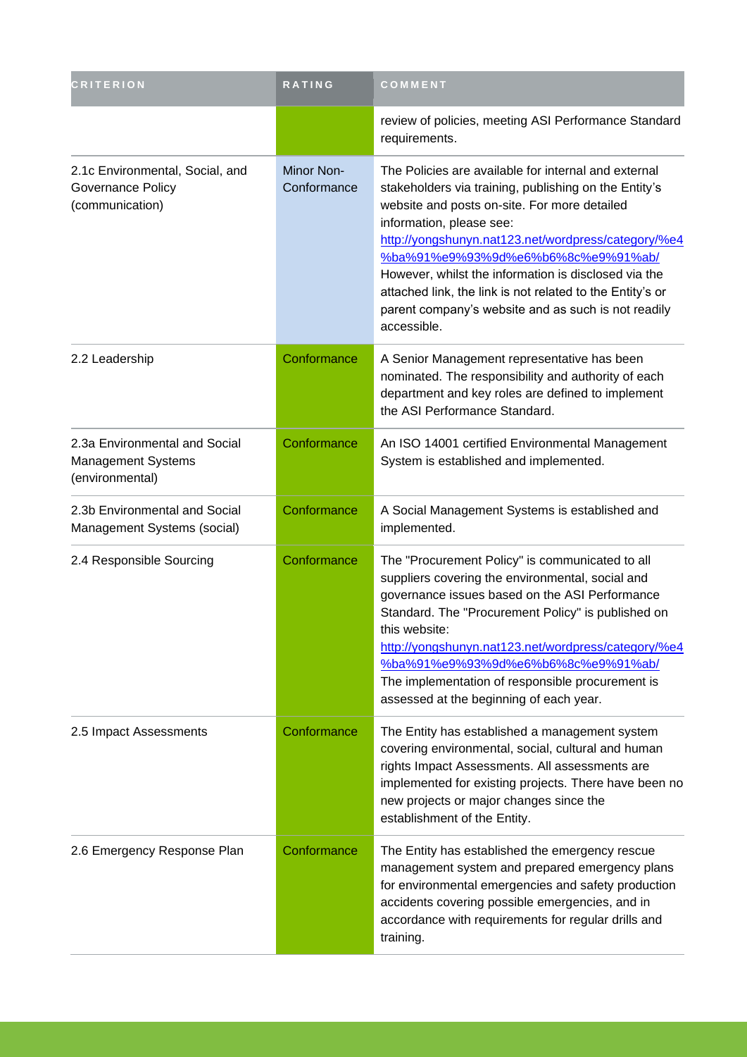| CRITERION | RATING | COMMENT |
| --- | --- | --- |
| | | review of policies, meeting ASI Performance Standard requirements. |
| 2.1c Environmental, Social, and Governance Policy (communication) | Minor Non-Conformance | The Policies are available for internal and external stakeholders via training, publishing on the Entity's website and posts on-site. For more detailed information, please see: http://yongshunyn.nat123.net/wordpress/category/%e4%ba%91%e9%93%9d%e6%b6%8c%e9%91%ab/ However, whilst the information is disclosed via the attached link, the link is not related to the Entity's or parent company's website and as such is not readily accessible. |
| 2.2 Leadership | Conformance | A Senior Management representative has been nominated. The responsibility and authority of each department and key roles are defined to implement the ASI Performance Standard. |
| 2.3a Environmental and Social Management Systems (environmental) | Conformance | An ISO 14001 certified Environmental Management System is established and implemented. |
| 2.3b Environmental and Social Management Systems (social) | Conformance | A Social Management Systems is established and implemented. |
| 2.4 Responsible Sourcing | Conformance | The "Procurement Policy" is communicated to all suppliers covering the environmental, social and governance issues based on the ASI Performance Standard. The "Procurement Policy" is published on this website: http://yongshunyn.nat123.net/wordpress/category/%e4%ba%91%e9%93%9d%e6%b6%8c%e9%91%ab/ The implementation of responsible procurement is assessed at the beginning of each year. |
| 2.5 Impact Assessments | Conformance | The Entity has established a management system covering environmental, social, cultural and human rights Impact Assessments. All assessments are implemented for existing projects. There have been no new projects or major changes since the establishment of the Entity. |
| 2.6 Emergency Response Plan | Conformance | The Entity has established the emergency rescue management system and prepared emergency plans for environmental emergencies and safety production accidents covering possible emergencies, and in accordance with requirements for regular drills and training. |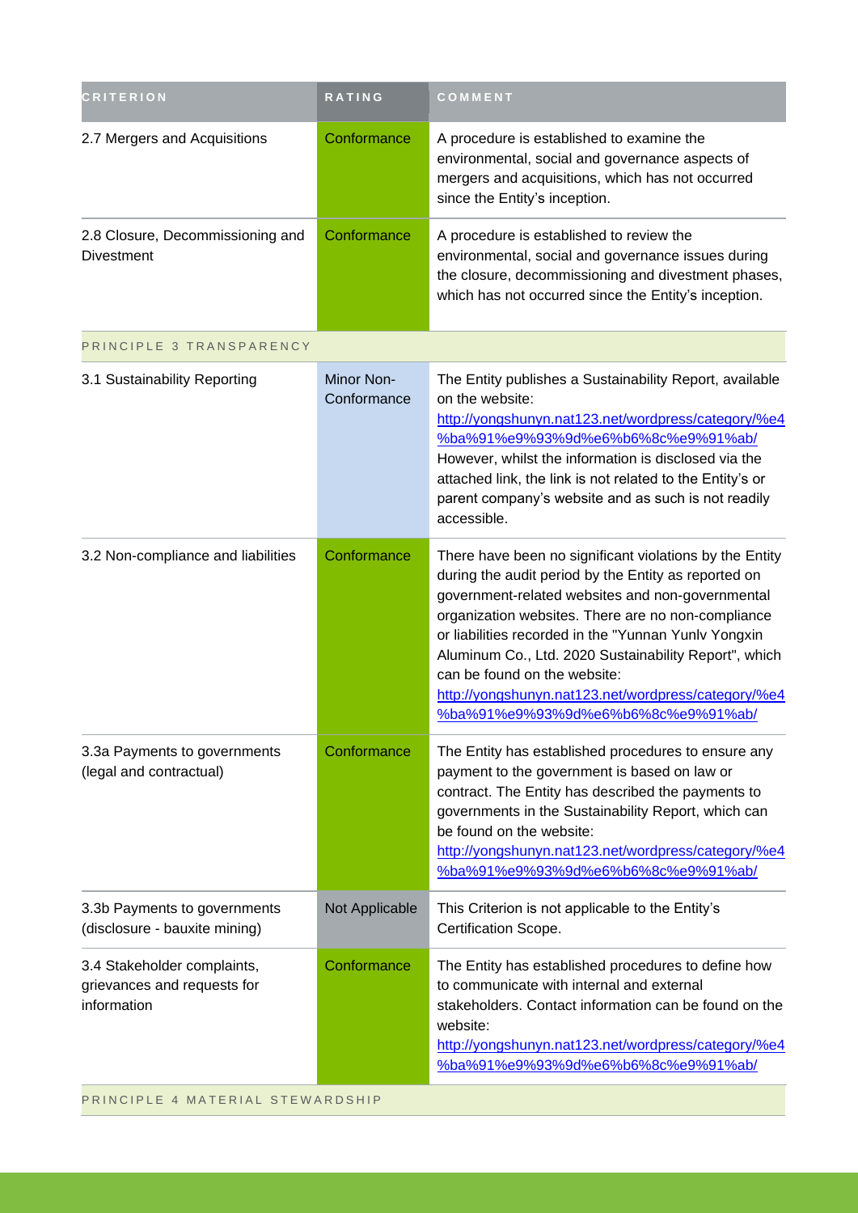| CRITERION | RATING | COMMENT |
| --- | --- | --- |
| 2.7 Mergers and Acquisitions | Conformance | A procedure is established to examine the environmental, social and governance aspects of mergers and acquisitions, which has not occurred since the Entity's inception. |
| 2.8 Closure, Decommissioning and Divestment | Conformance | A procedure is established to review the environmental, social and governance issues during the closure, decommissioning and divestment phases, which has not occurred since the Entity's inception. |
| PRINCIPLE 3 TRANSPARENCY | | |
| 3.1 Sustainability Reporting | Minor Non-Conformance | The Entity publishes a Sustainability Report, available on the website: http://yongshunyn.nat123.net/wordpress/category/%e4%ba%91%e9%93%9d%e6%b6%8c%e9%91%ab/ However, whilst the information is disclosed via the attached link, the link is not related to the Entity's or parent company's website and as such is not readily accessible. |
| 3.2 Non-compliance and liabilities | Conformance | There have been no significant violations by the Entity during the audit period by the Entity as reported on government-related websites and non-governmental organization websites. There are no non-compliance or liabilities recorded in the "Yunnan Yunlv Yongxin Aluminum Co., Ltd. 2020 Sustainability Report", which can be found on the website: http://yongshunyn.nat123.net/wordpress/category/%e4%ba%91%e9%93%9d%e6%b6%8c%e9%91%ab/ |
| 3.3a Payments to governments (legal and contractual) | Conformance | The Entity has established procedures to ensure any payment to the government is based on law or contract. The Entity has described the payments to governments in the Sustainability Report, which can be found on the website: http://yongshunyn.nat123.net/wordpress/category/%e4%ba%91%e9%93%9d%e6%b6%8c%e9%91%ab/ |
| 3.3b Payments to governments (disclosure - bauxite mining) | Not Applicable | This Criterion is not applicable to the Entity's Certification Scope. |
| 3.4 Stakeholder complaints, grievances and requests for information | Conformance | The Entity has established procedures to define how to communicate with internal and external stakeholders. Contact information can be found on the website: http://yongshunyn.nat123.net/wordpress/category/%e4%ba%91%e9%93%9d%e6%b6%8c%e9%91%ab/ |
| PRINCIPLE 4 MATERIAL STEWARDSHIP | | |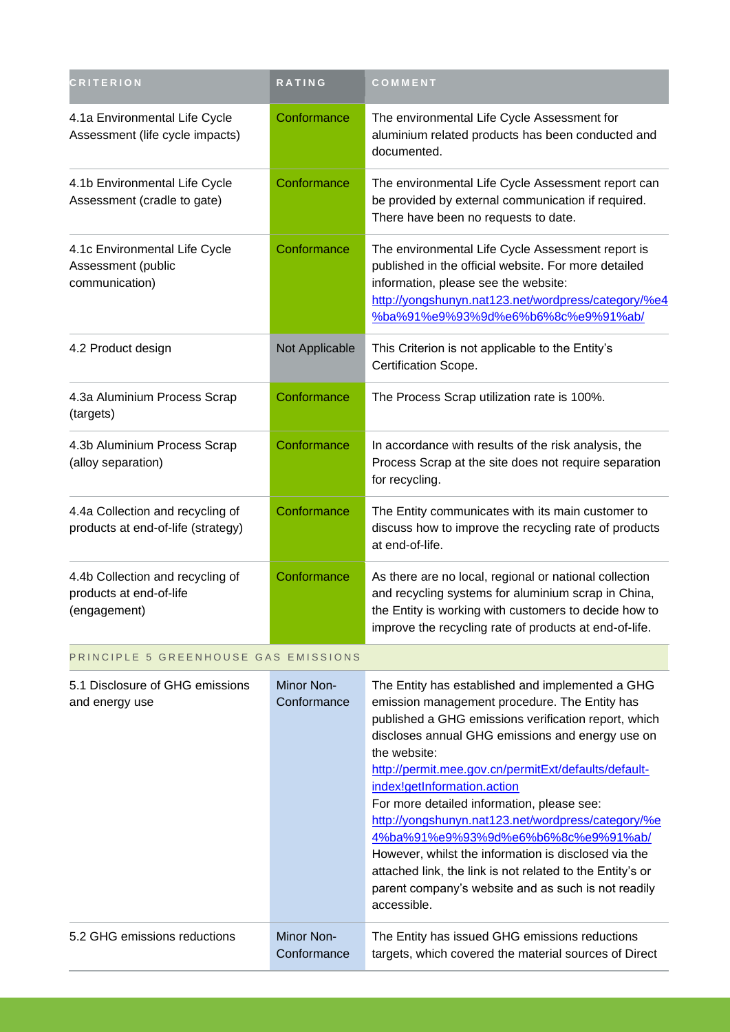| CRITERION | RATING | COMMENT |
|---|---|---|
| 4.1a Environmental Life Cycle Assessment (life cycle impacts) | Conformance | The environmental Life Cycle Assessment for aluminium related products has been conducted and documented. |
| 4.1b Environmental Life Cycle Assessment (cradle to gate) | Conformance | The environmental Life Cycle Assessment report can be provided by external communication if required. There have been no requests to date. |
| 4.1c Environmental Life Cycle Assessment (public communication) | Conformance | The environmental Life Cycle Assessment report is published in the official website. For more detailed information, please see the website: http://yongshunyn.nat123.net/wordpress/category/%e4%ba%91%e9%93%9d%e6%b6%8c%e9%91%ab/ |
| 4.2 Product design | Not Applicable | This Criterion is not applicable to the Entity's Certification Scope. |
| 4.3a Aluminium Process Scrap (targets) | Conformance | The Process Scrap utilization rate is 100%. |
| 4.3b Aluminium Process Scrap (alloy separation) | Conformance | In accordance with results of the risk analysis, the Process Scrap at the site does not require separation for recycling. |
| 4.4a Collection and recycling of products at end-of-life (strategy) | Conformance | The Entity communicates with its main customer to discuss how to improve the recycling rate of products at end-of-life. |
| 4.4b Collection and recycling of products at end-of-life (engagement) | Conformance | As there are no local, regional or national collection and recycling systems for aluminium scrap in China, the Entity is working with customers to decide how to improve the recycling rate of products at end-of-life. |
| PRINCIPLE 5 GREENHOUSE GAS EMISSIONS | | |
| 5.1 Disclosure of GHG emissions and energy use | Minor Non-Conformance | The Entity has established and implemented a GHG emission management procedure. The Entity has published a GHG emissions verification report, which discloses annual GHG emissions and energy use on the website: http://permit.mee.gov.cn/permitExt/defaults/default-index!getInformation.action For more detailed information, please see: http://yongshunyn.nat123.net/wordpress/category/%e4%ba%91%e9%93%9d%e6%b6%8c%e9%91%ab/ However, whilst the information is disclosed via the attached link, the link is not related to the Entity's or parent company's website and as such is not readily accessible. |
| 5.2 GHG emissions reductions | Minor Non-Conformance | The Entity has issued GHG emissions reductions targets, which covered the material sources of Direct |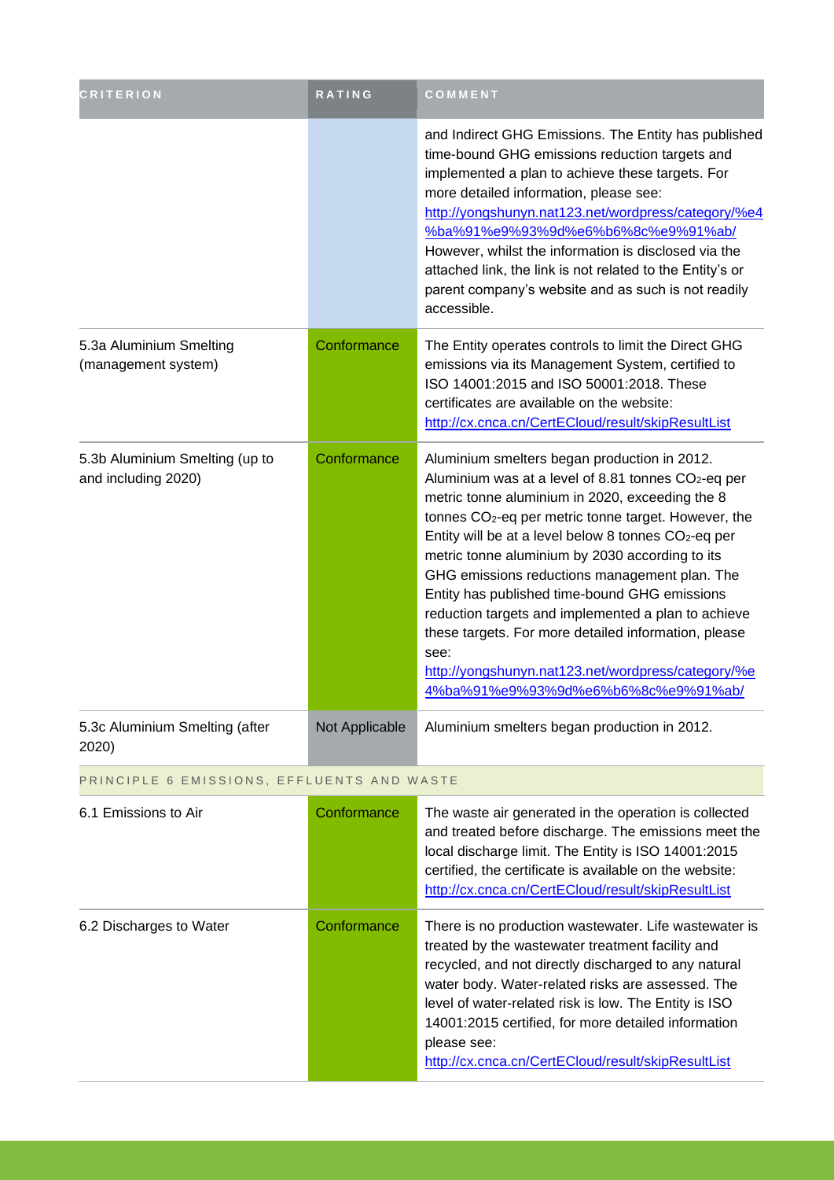| CRITERION | RATING | COMMENT |
|---|---|---|
| | | and Indirect GHG Emissions. The Entity has published time-bound GHG emissions reduction targets and implemented a plan to achieve these targets. For more detailed information, please see: http://yongshunyn.nat123.net/wordpress/category/%e4%ba%91%e9%93%9d%e6%b6%8c%e9%91%ab/ However, whilst the information is disclosed via the attached link, the link is not related to the Entity's or parent company's website and as such is not readily accessible. |
| 5.3a Aluminium Smelting (management system) | Conformance | The Entity operates controls to limit the Direct GHG emissions via its Management System, certified to ISO 14001:2015 and ISO 50001:2018. These certificates are available on the website: http://cx.cnca.cn/CertECloud/result/skipResultList |
| 5.3b Aluminium Smelting (up to and including 2020) | Conformance | Aluminium smelters began production in 2012. Aluminium was at a level of 8.81 tonnes $CO_2$-eq per metric tonne aluminium in 2020, exceeding the 8 tonnes $CO_2$-eq per metric tonne target. However, the Entity will be at a level below 8 tonnes $CO_2$-eq per metric tonne aluminium by 2030 according to its GHG emissions reductions management plan. The Entity has published time-bound GHG emissions reduction targets and implemented a plan to achieve these targets. For more detailed information, please see: http://yongshunyn.nat123.net/wordpress/category/%e4%ba%91%e9%93%9d%e6%b6%8c%e9%91%ab/ |
| 5.3c Aluminium Smelting (after 2020) | Not Applicable | Aluminium smelters began production in 2012. |
| PRINCIPLE 6 EMISSIONS, EFFLUENTS AND WASTE | | |
| 6.1 Emissions to Air | Conformance | The waste air generated in the operation is collected and treated before discharge. The emissions meet the local discharge limit. The Entity is ISO 14001:2015 certified, the certificate is available on the website: http://cx.cnca.cn/CertECloud/result/skipResultList |
| 6.2 Discharges to Water | Conformance | There is no production wastewater. Life wastewater is treated by the wastewater treatment facility and recycled, and not directly discharged to any natural water body. Water-related risks are assessed. The level of water-related risk is low. The Entity is ISO 14001:2015 certified, for more detailed information please see: http://cx.cnca.cn/CertECloud/result/skipResultList |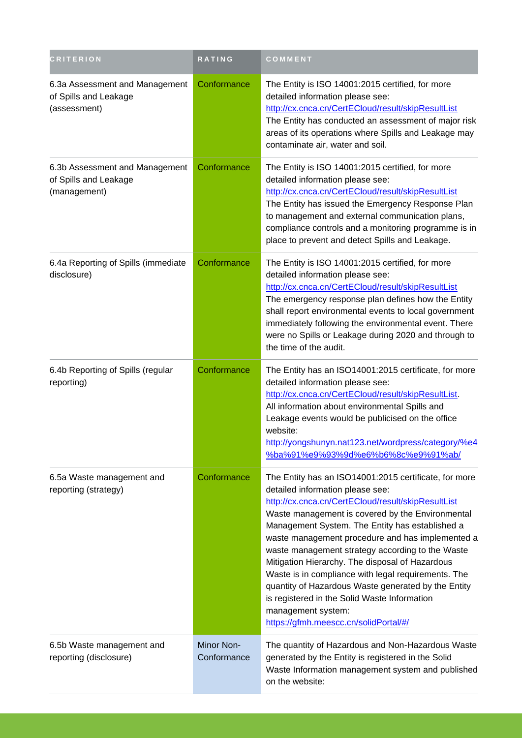| CRITERION | RATING | COMMENT |
| --- | --- | --- |
| 6.3a Assessment and Management of Spills and Leakage (assessment) | Conformance | The Entity is ISO 14001:2015 certified, for more detailed information please see: http://cx.cnca.cn/CertECloud/result/skipResultList The Entity has conducted an assessment of major risk areas of its operations where Spills and Leakage may contaminate air, water and soil. |
| 6.3b Assessment and Management of Spills and Leakage (management) | Conformance | The Entity is ISO 14001:2015 certified, for more detailed information please see: http://cx.cnca.cn/CertECloud/result/skipResultList The Entity has issued the Emergency Response Plan to management and external communication plans, compliance controls and a monitoring programme is in place to prevent and detect Spills and Leakage. |
| 6.4a Reporting of Spills (immediate disclosure) | Conformance | The Entity is ISO 14001:2015 certified, for more detailed information please see: http://cx.cnca.cn/CertECloud/result/skipResultList The emergency response plan defines how the Entity shall report environmental events to local government immediately following the environmental event. There were no Spills or Leakage during 2020 and through to the time of the audit. |
| 6.4b Reporting of Spills (regular reporting) | Conformance | The Entity has an ISO14001:2015 certificate, for more detailed information please see: http://cx.cnca.cn/CertECloud/result/skipResultList. All information about environmental Spills and Leakage events would be publicised on the office website: http://yongshunyn.nat123.net/wordpress/category/%e4%ba%91%e9%93%9d%e6%b6%8c%e9%91%ab/ |
| 6.5a Waste management and reporting (strategy) | Conformance | The Entity has an ISO14001:2015 certificate, for more detailed information please see: http://cx.cnca.cn/CertECloud/result/skipResultList Waste management is covered by the Environmental Management System. The Entity has established a waste management procedure and has implemented a waste management strategy according to the Waste Mitigation Hierarchy. The disposal of Hazardous Waste is in compliance with legal requirements. The quantity of Hazardous Waste generated by the Entity is registered in the Solid Waste Information management system: https://gfmh.meescc.cn/solidPortal/#/ |
| 6.5b Waste management and reporting (disclosure) | Minor Non-Conformance | The quantity of Hazardous and Non-Hazardous Waste generated by the Entity is registered in the Solid Waste Information management system and published on the website: |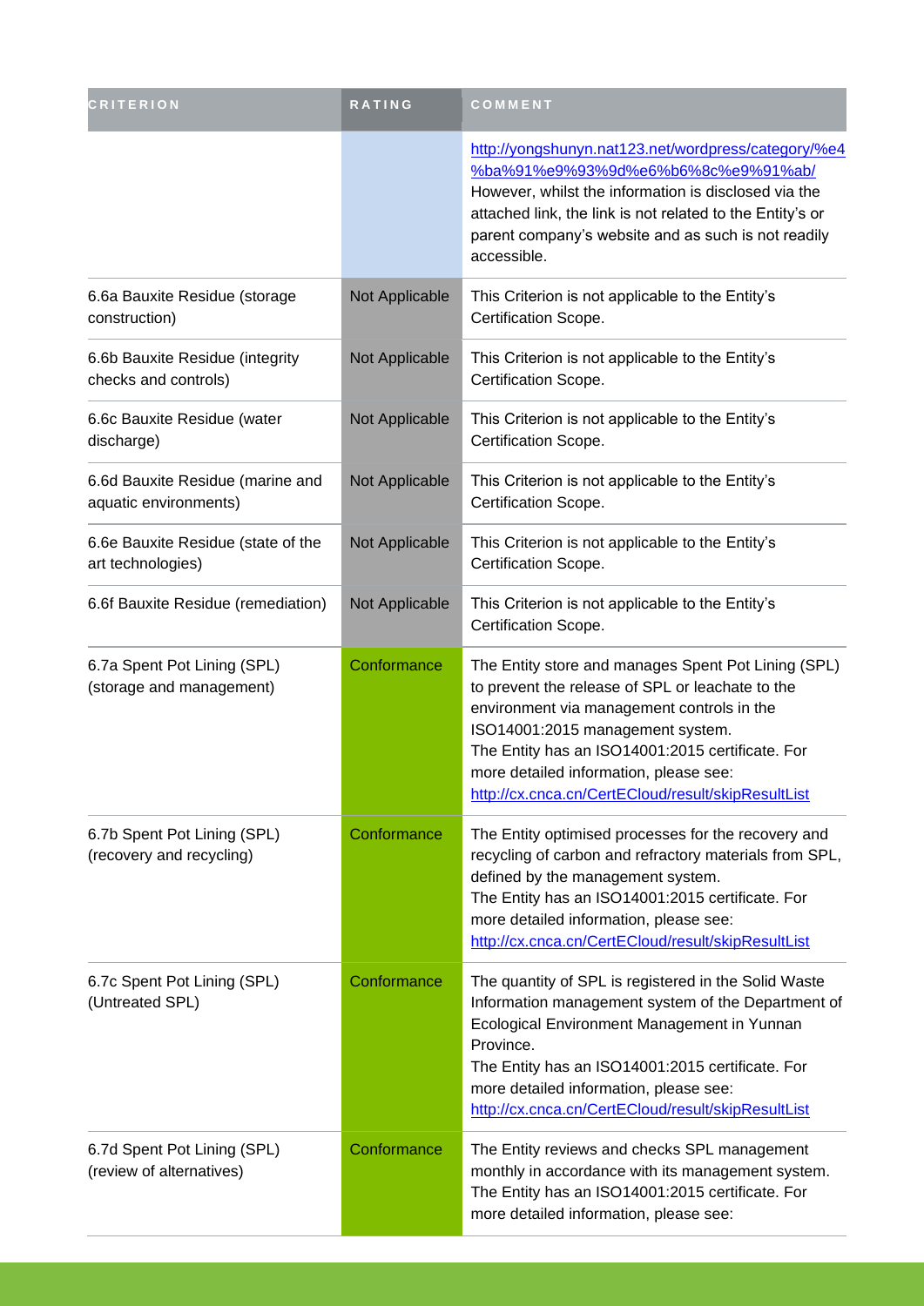| CRITERION | RATING | COMMENT |
| --- | --- | --- |
| | | http://yongshunyn.nat123.net/wordpress/category/%e4%ba%91%e9%93%9d%e6%b6%8c%e9%91%ab/ However, whilst the information is disclosed via the attached link, the link is not related to the Entity's or parent company's website and as such is not readily accessible. |
| 6.6a Bauxite Residue (storage construction) | Not Applicable | This Criterion is not applicable to the Entity's Certification Scope. |
| 6.6b Bauxite Residue (integrity checks and controls) | Not Applicable | This Criterion is not applicable to the Entity's Certification Scope. |
| 6.6c Bauxite Residue (water discharge) | Not Applicable | This Criterion is not applicable to the Entity's Certification Scope. |
| 6.6d Bauxite Residue (marine and aquatic environments) | Not Applicable | This Criterion is not applicable to the Entity's Certification Scope. |
| 6.6e Bauxite Residue (state of the art technologies) | Not Applicable | This Criterion is not applicable to the Entity's Certification Scope. |
| 6.6f Bauxite Residue (remediation) | Not Applicable | This Criterion is not applicable to the Entity's Certification Scope. |
| 6.7a Spent Pot Lining (SPL) (storage and management) | Conformance | The Entity store and manages Spent Pot Lining (SPL) to prevent the release of SPL or leachate to the environment via management controls in the ISO14001:2015 management system. The Entity has an ISO14001:2015 certificate. For more detailed information, please see: http://cx.cnca.cn/CertECloud/result/skipResultList |
| 6.7b Spent Pot Lining (SPL) (recovery and recycling) | Conformance | The Entity optimised processes for the recovery and recycling of carbon and refractory materials from SPL, defined by the management system. The Entity has an ISO14001:2015 certificate. For more detailed information, please see: http://cx.cnca.cn/CertECloud/result/skipResultList |
| 6.7c Spent Pot Lining (SPL) (Untreated SPL) | Conformance | The quantity of SPL is registered in the Solid Waste Information management system of the Department of Ecological Environment Management in Yunnan Province. The Entity has an ISO14001:2015 certificate. For more detailed information, please see: http://cx.cnca.cn/CertECloud/result/skipResultList |
| 6.7d Spent Pot Lining (SPL) (review of alternatives) | Conformance | The Entity reviews and checks SPL management monthly in accordance with its management system. The Entity has an ISO14001:2015 certificate. For more detailed information, please see: |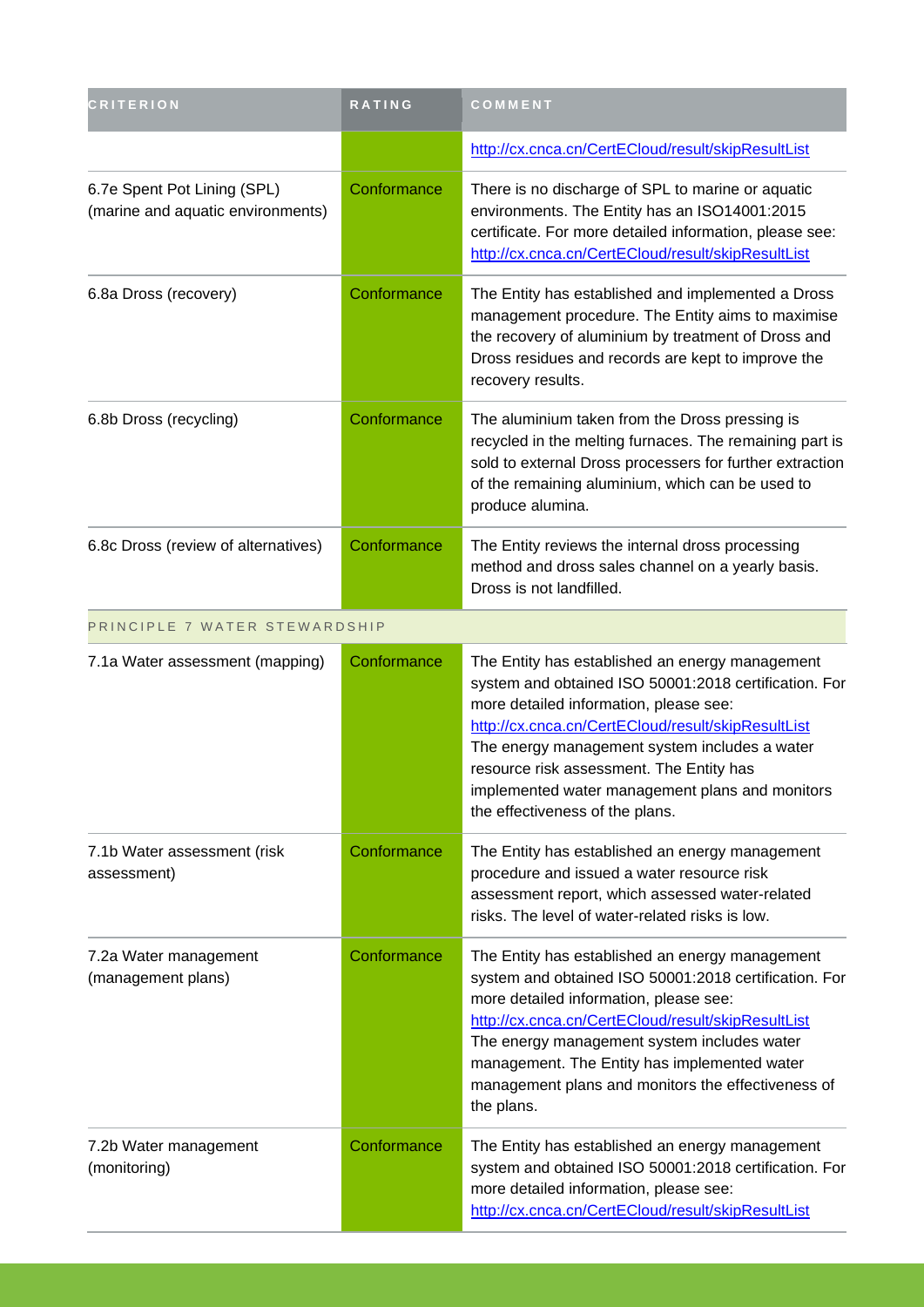| CRITERION | RATING | COMMENT |
|---|---|---|
| | | http://cx.cnca.cn/CertECloud/result/skipResultList |
| 6.7e Spent Pot Lining (SPL) (marine and aquatic environments) | Conformance | There is no discharge of SPL to marine or aquatic environments. The Entity has an ISO14001:2015 certificate. For more detailed information, please see: http://cx.cnca.cn/CertECloud/result/skipResultList |
| 6.8a Dross (recovery) | Conformance | The Entity has established and implemented a Dross management procedure. The Entity aims to maximise the recovery of aluminium by treatment of Dross and Dross residues and records are kept to improve the recovery results. |
| 6.8b Dross (recycling) | Conformance | The aluminium taken from the Dross pressing is recycled in the melting furnaces. The remaining part is sold to external Dross processers for further extraction of the remaining aluminium, which can be used to produce alumina. |
| 6.8c Dross (review of alternatives) | Conformance | The Entity reviews the internal dross processing method and dross sales channel on a yearly basis. Dross is not landfilled. |
| PRINCIPLE 7 WATER STEWARDSHIP | | |
| 7.1a Water assessment (mapping) | Conformance | The Entity has established an energy management system and obtained ISO 50001:2018 certification. For more detailed information, please see: http://cx.cnca.cn/CertECloud/result/skipResultList The energy management system includes a water resource risk assessment. The Entity has implemented water management plans and monitors the effectiveness of the plans. |
| 7.1b Water assessment (risk assessment) | Conformance | The Entity has established an energy management procedure and issued a water resource risk assessment report, which assessed water-related risks. The level of water-related risks is low. |
| 7.2a Water management (management plans) | Conformance | The Entity has established an energy management system and obtained ISO 50001:2018 certification. For more detailed information, please see: http://cx.cnca.cn/CertECloud/result/skipResultList The energy management system includes water management. The Entity has implemented water management plans and monitors the effectiveness of the plans. |
| 7.2b Water management (monitoring) | Conformance | The Entity has established an energy management system and obtained ISO 50001:2018 certification. For more detailed information, please see: http://cx.cnca.cn/CertECloud/result/skipResultList |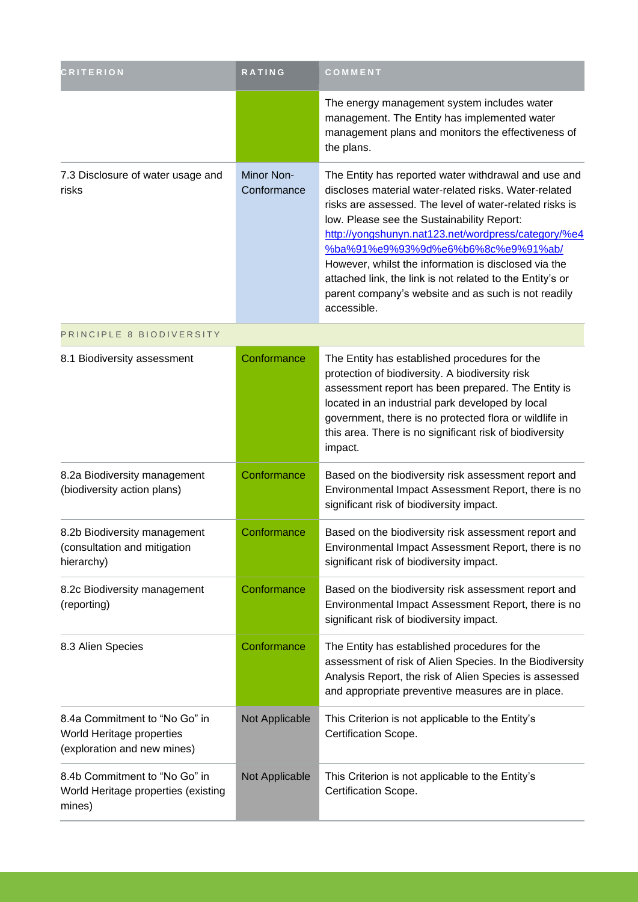| CRITERION | RATING | COMMENT |
| --- | --- | --- |
| | | The energy management system includes water management. The Entity has implemented water management plans and monitors the effectiveness of the plans. |
| 7.3 Disclosure of water usage and risks | Minor Non-Conformance | The Entity has reported water withdrawal and use and discloses material water-related risks. Water-related risks are assessed. The level of water-related risks is low. Please see the Sustainability Report: http://yongshunyn.nat123.net/wordpress/category/%e4%ba%91%e9%93%9d%e6%b6%8c%e9%91%ab/ However, whilst the information is disclosed via the attached link, the link is not related to the Entity's or parent company's website and as such is not readily accessible. |
| PRINCIPLE 8 BIODIVERSITY | | |
| 8.1 Biodiversity assessment | Conformance | The Entity has established procedures for the protection of biodiversity. A biodiversity risk assessment report has been prepared. The Entity is located in an industrial park developed by local government, there is no protected flora or wildlife in this area. There is no significant risk of biodiversity impact. |
| 8.2a Biodiversity management (biodiversity action plans) | Conformance | Based on the biodiversity risk assessment report and Environmental Impact Assessment Report, there is no significant risk of biodiversity impact. |
| 8.2b Biodiversity management (consultation and mitigation hierarchy) | Conformance | Based on the biodiversity risk assessment report and Environmental Impact Assessment Report, there is no significant risk of biodiversity impact. |
| 8.2c Biodiversity management (reporting) | Conformance | Based on the biodiversity risk assessment report and Environmental Impact Assessment Report, there is no significant risk of biodiversity impact. |
| 8.3 Alien Species | Conformance | The Entity has established procedures for the assessment of risk of Alien Species. In the Biodiversity Analysis Report, the risk of Alien Species is assessed and appropriate preventive measures are in place. |
| 8.4a Commitment to "No Go" in World Heritage properties (exploration and new mines) | Not Applicable | This Criterion is not applicable to the Entity's Certification Scope. |
| 8.4b Commitment to "No Go" in World Heritage properties (existing mines) | Not Applicable | This Criterion is not applicable to the Entity's Certification Scope. |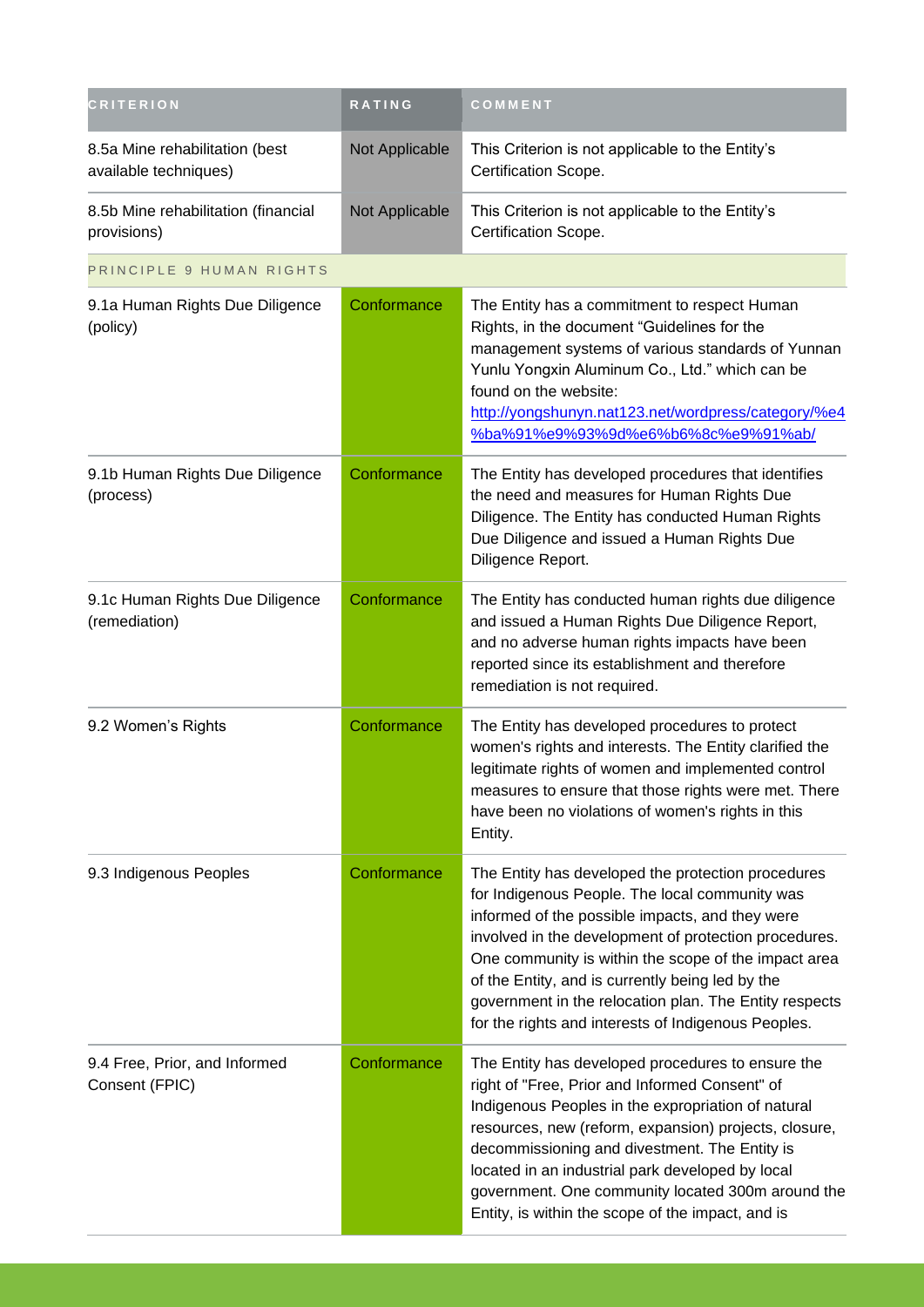| CRITERION | RATING | COMMENT |
| --- | --- | --- |
| 8.5a Mine rehabilitation (best available techniques) | Not Applicable | This Criterion is not applicable to the Entity's Certification Scope. |
| 8.5b Mine rehabilitation (financial provisions) | Not Applicable | This Criterion is not applicable to the Entity's Certification Scope. |
| PRINCIPLE 9 HUMAN RIGHTS | | |
| 9.1a Human Rights Due Diligence (policy) | Conformance | The Entity has a commitment to respect Human Rights, in the document "Guidelines for the management systems of various standards of Yunnan Yunlu Yongxin Aluminum Co., Ltd." which can be found on the website: [http://yongshunyn.nat123.net/wordpress/category/%e4%ba%91%e9%93%9d%e6%b6%8c%e9%91%ab/](http://yongshunyn.nat123.net/wordpress/category/%e4%ba%91%e9%93%9d%e6%b6%8c%e9%91%ab/) |
| 9.1b Human Rights Due Diligence (process) | Conformance | The Entity has developed procedures that identifies the need and measures for Human Rights Due Diligence. The Entity has conducted Human Rights Due Diligence and issued a Human Rights Due Diligence Report. |
| 9.1c Human Rights Due Diligence (remediation) | Conformance | The Entity has conducted human rights due diligence and issued a Human Rights Due Diligence Report, and no adverse human rights impacts have been reported since its establishment and therefore remediation is not required. |
| 9.2 Women's Rights | Conformance | The Entity has developed procedures to protect women's rights and interests. The Entity clarified the legitimate rights of women and implemented control measures to ensure that those rights were met. There have been no violations of women's rights in this Entity. |
| 9.3 Indigenous Peoples | Conformance | The Entity has developed the protection procedures for Indigenous People. The local community was informed of the possible impacts, and they were involved in the development of protection procedures. One community is within the scope of the impact area of the Entity, and is currently being led by the government in the relocation plan. The Entity respects for the rights and interests of Indigenous Peoples. |
| 9.4 Free, Prior, and Informed Consent (FPIC) | Conformance | The Entity has developed procedures to ensure the right of "Free, Prior and Informed Consent" of Indigenous Peoples in the expropriation of natural resources, new (reform, expansion) projects, closure, decommissioning and divestment. The Entity is located in an industrial park developed by local government. One community located 300m around the Entity, is within the scope of the impact, and is |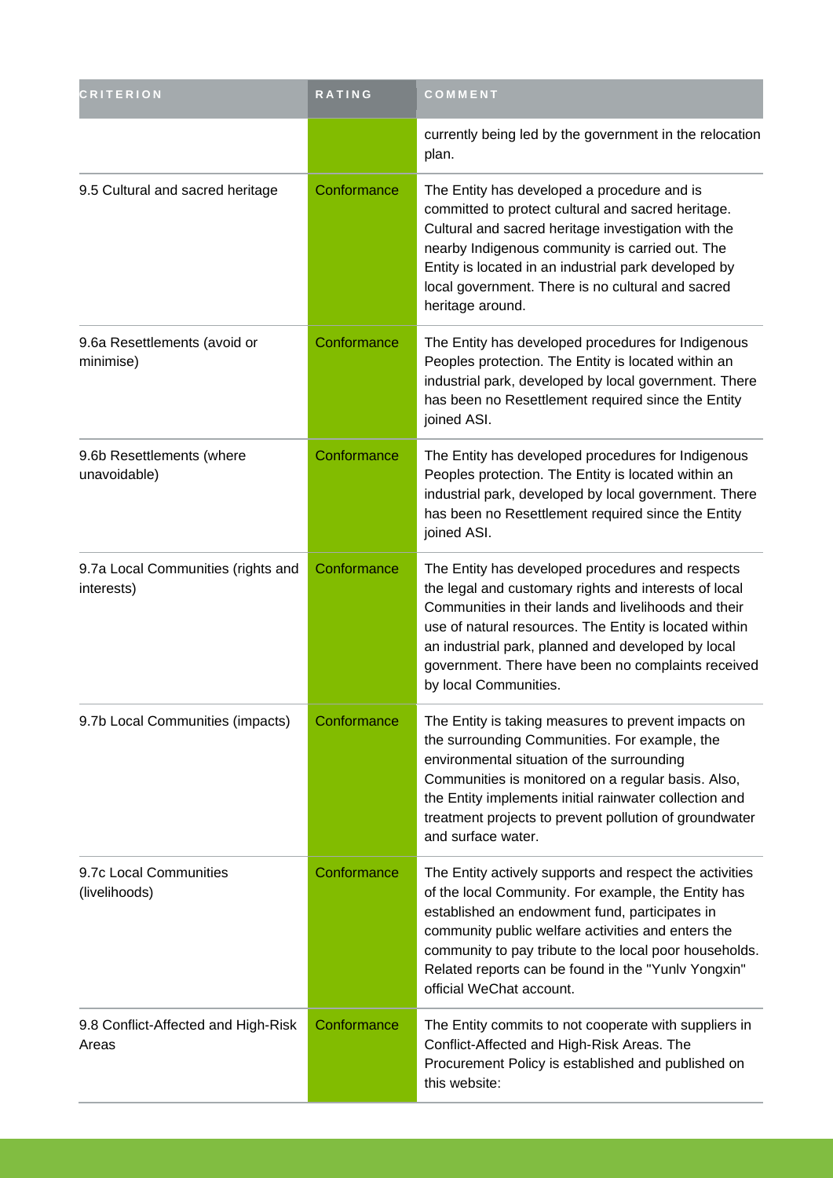| CRITERION | RATING | COMMENT |
| --- | --- | --- |
| | | currently being led by the government in the relocation plan. |
| 9.5 Cultural and sacred heritage | Conformance | The Entity has developed a procedure and is committed to protect cultural and sacred heritage. Cultural and sacred heritage investigation with the nearby Indigenous community is carried out. The Entity is located in an industrial park developed by local government. There is no cultural and sacred heritage around. |
| 9.6a Resettlements (avoid or minimise) | Conformance | The Entity has developed procedures for Indigenous Peoples protection. The Entity is located within an industrial park, developed by local government. There has been no Resettlement required since the Entity joined ASI. |
| 9.6b Resettlements (where unavoidable) | Conformance | The Entity has developed procedures for Indigenous Peoples protection. The Entity is located within an industrial park, developed by local government. There has been no Resettlement required since the Entity joined ASI. |
| 9.7a Local Communities (rights and interests) | Conformance | The Entity has developed procedures and respects the legal and customary rights and interests of local Communities in their lands and livelihoods and their use of natural resources. The Entity is located within an industrial park, planned and developed by local government. There have been no complaints received by local Communities. |
| 9.7b Local Communities (impacts) | Conformance | The Entity is taking measures to prevent impacts on the surrounding Communities. For example, the environmental situation of the surrounding Communities is monitored on a regular basis. Also, the Entity implements initial rainwater collection and treatment projects to prevent pollution of groundwater and surface water. |
| 9.7c Local Communities (livelihoods) | Conformance | The Entity actively supports and respect the activities of the local Community. For example, the Entity has established an endowment fund, participates in community public welfare activities and enters the community to pay tribute to the local poor households. Related reports can be found in the "Yunlv Yongxin" official WeChat account. |
| 9.8 Conflict-Affected and High-Risk Areas | Conformance | The Entity commits to not cooperate with suppliers in Conflict-Affected and High-Risk Areas. The Procurement Policy is established and published on this website: |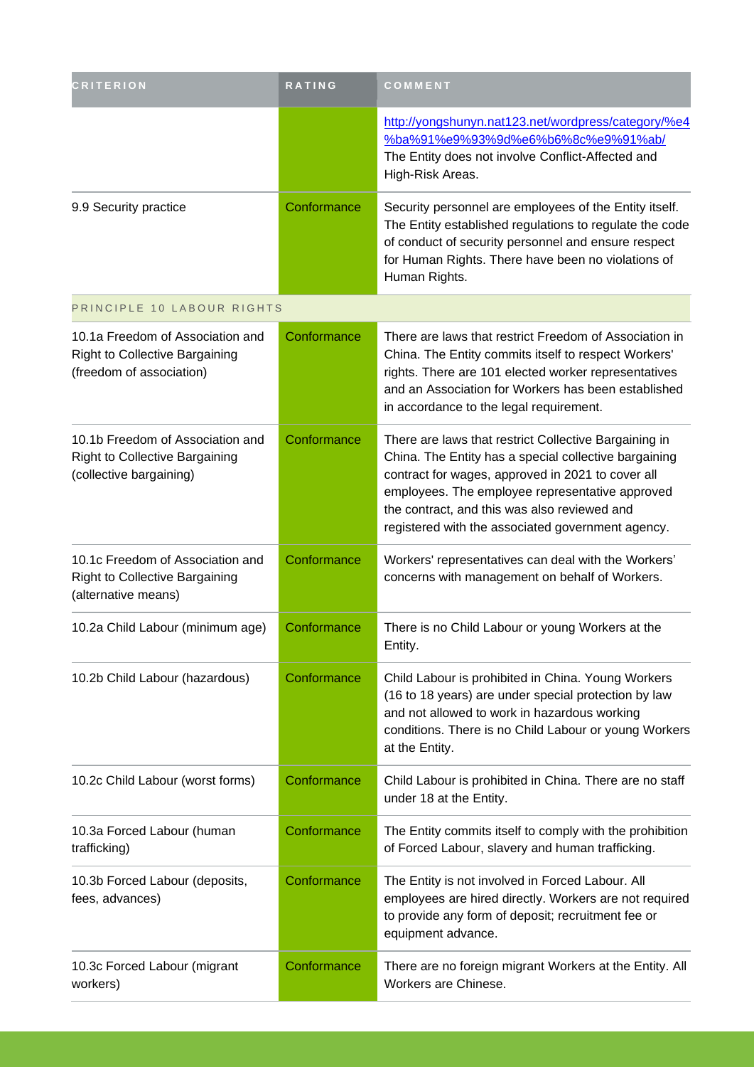| CRITERION | RATING | COMMENT |
| --- | --- | --- |
| | | http://yongshunyn.nat123.net/wordpress/category/%e4%ba%91%e9%93%9d%e6%b6%8c%e9%91%ab/ The Entity does not involve Conflict-Affected and High-Risk Areas. |
| 9.9 Security practice | Conformance | Security personnel are employees of the Entity itself. The Entity established regulations to regulate the code of conduct of security personnel and ensure respect for Human Rights. There have been no violations of Human Rights. |
| PRINCIPLE 10 LABOUR RIGHTS | | |
| 10.1a Freedom of Association and Right to Collective Bargaining (freedom of association) | Conformance | There are laws that restrict Freedom of Association in China. The Entity commits itself to respect Workers' rights. There are 101 elected worker representatives and an Association for Workers has been established in accordance to the legal requirement. |
| 10.1b Freedom of Association and Right to Collective Bargaining (collective bargaining) | Conformance | There are laws that restrict Collective Bargaining in China. The Entity has a special collective bargaining contract for wages, approved in 2021 to cover all employees. The employee representative approved the contract, and this was also reviewed and registered with the associated government agency. |
| 10.1c Freedom of Association and Right to Collective Bargaining (alternative means) | Conformance | Workers' representatives can deal with the Workers' concerns with management on behalf of Workers. |
| 10.2a Child Labour (minimum age) | Conformance | There is no Child Labour or young Workers at the Entity. |
| 10.2b Child Labour (hazardous) | Conformance | Child Labour is prohibited in China. Young Workers (16 to 18 years) are under special protection by law and not allowed to work in hazardous working conditions. There is no Child Labour or young Workers at the Entity. |
| 10.2c Child Labour (worst forms) | Conformance | Child Labour is prohibited in China. There are no staff under 18 at the Entity. |
| 10.3a Forced Labour (human trafficking) | Conformance | The Entity commits itself to comply with the prohibition of Forced Labour, slavery and human trafficking. |
| 10.3b Forced Labour (deposits, fees, advances) | Conformance | The Entity is not involved in Forced Labour. All employees are hired directly. Workers are not required to provide any form of deposit; recruitment fee or equipment advance. |
| 10.3c Forced Labour (migrant workers) | Conformance | There are no foreign migrant Workers at the Entity. All Workers are Chinese. |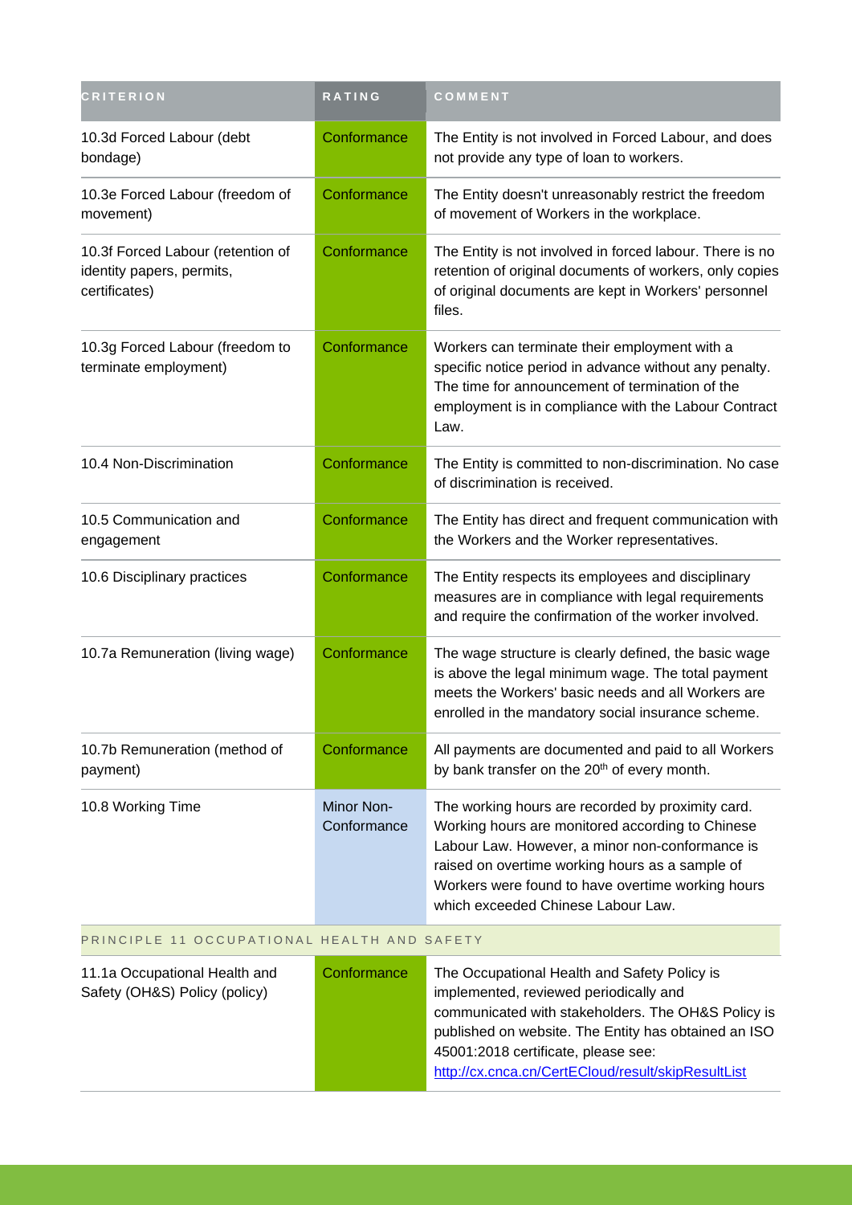| CRITERION | RATING | COMMENT |
|---|---|---|
| 10.3d Forced Labour (debt bondage) | Conformance | The Entity is not involved in Forced Labour, and does not provide any type of loan to workers. |
| 10.3e Forced Labour (freedom of movement) | Conformance | The Entity doesn't unreasonably restrict the freedom of movement of Workers in the workplace. |
| 10.3f Forced Labour (retention of identity papers, permits, certificates) | Conformance | The Entity is not involved in forced labour. There is no retention of original documents of workers, only copies of original documents are kept in Workers' personnel files. |
| 10.3g Forced Labour (freedom to terminate employment) | Conformance | Workers can terminate their employment with a specific notice period in advance without any penalty. The time for announcement of termination of the employment is in compliance with the Labour Contract Law. |
| 10.4 Non-Discrimination | Conformance | The Entity is committed to non-discrimination. No case of discrimination is received. |
| 10.5 Communication and engagement | Conformance | The Entity has direct and frequent communication with the Workers and the Worker representatives. |
| 10.6 Disciplinary practices | Conformance | The Entity respects its employees and disciplinary measures are in compliance with legal requirements and require the confirmation of the worker involved. |
| 10.7a Remuneration (living wage) | Conformance | The wage structure is clearly defined, the basic wage is above the legal minimum wage. The total payment meets the Workers' basic needs and all Workers are enrolled in the mandatory social insurance scheme. |
| 10.7b Remuneration (method of payment) | Conformance | All payments are documented and paid to all Workers by bank transfer on the 20th of every month. |
| 10.8 Working Time | Minor Non-Conformance | The working hours are recorded by proximity card. Working hours are monitored according to Chinese Labour Law. However, a minor non-conformance is raised on overtime working hours as a sample of Workers were found to have overtime working hours which exceeded Chinese Labour Law. |
| PRINCIPLE 11 OCCUPATIONAL HEALTH AND SAFETY | | |
| 11.1a Occupational Health and Safety (OH&S) Policy (policy) | Conformance | The Occupational Health and Safety Policy is implemented, reviewed periodically and communicated with stakeholders. The OH&S Policy is published on website. The Entity has obtained an ISO 45001:2018 certificate, please see: http://cx.cnca.cn/CertECloud/result/skipResultList |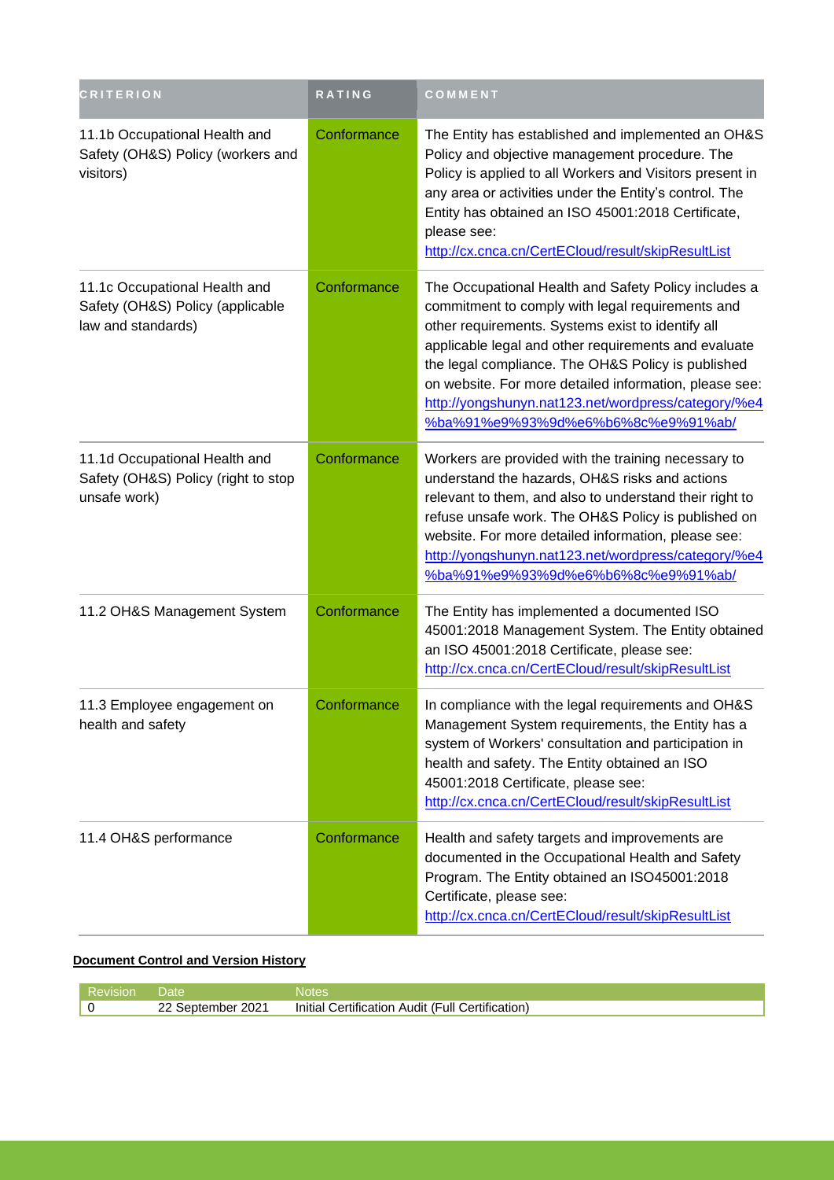| CRITERION | RATING | COMMENT |
| --- | --- | --- |
| 11.1b Occupational Health and Safety (OH&S) Policy (workers and visitors) | Conformance | The Entity has established and implemented an OH&S Policy and objective management procedure. The Policy is applied to all Workers and Visitors present in any area or activities under the Entity's control. The Entity has obtained an ISO 45001:2018 Certificate, please see: http://cx.cnca.cn/CertECloud/result/skipResultList |
| 11.1c Occupational Health and Safety (OH&S) Policy (applicable law and standards) | Conformance | The Occupational Health and Safety Policy includes a commitment to comply with legal requirements and other requirements. Systems exist to identify all applicable legal and other requirements and evaluate the legal compliance. The OH&S Policy is published on website. For more detailed information, please see: http://yongshunyn.nat123.net/wordpress/category/%e4%ba%91%e9%93%9d%e6%b6%8c%e9%91%ab/ |
| 11.1d Occupational Health and Safety (OH&S) Policy (right to stop unsafe work) | Conformance | Workers are provided with the training necessary to understand the hazards, OH&S risks and actions relevant to them, and also to understand their right to refuse unsafe work. The OH&S Policy is published on website. For more detailed information, please see: http://yongshunyn.nat123.net/wordpress/category/%e4%ba%91%e9%93%9d%e6%b6%8c%e9%91%ab/ |
| 11.2 OH&S Management System | Conformance | The Entity has implemented a documented ISO 45001:2018 Management System. The Entity obtained an ISO 45001:2018 Certificate, please see: http://cx.cnca.cn/CertECloud/result/skipResultList |
| 11.3 Employee engagement on health and safety | Conformance | In compliance with the legal requirements and OH&S Management System requirements, the Entity has a system of Workers' consultation and participation in health and safety. The Entity obtained an ISO 45001:2018 Certificate, please see: http://cx.cnca.cn/CertECloud/result/skipResultList |
| 11.4 OH&S performance | Conformance | Health and safety targets and improvements are documented in the Occupational Health and Safety Program. The Entity obtained an ISO45001:2018 Certificate, please see: http://cx.cnca.cn/CertECloud/result/skipResultList |

**Document Control and Version History**

| Revision | Date | Notes |
| --- | --- | --- |
| 0 | 22 September 2021 | Initial Certification Audit (Full Certification) |